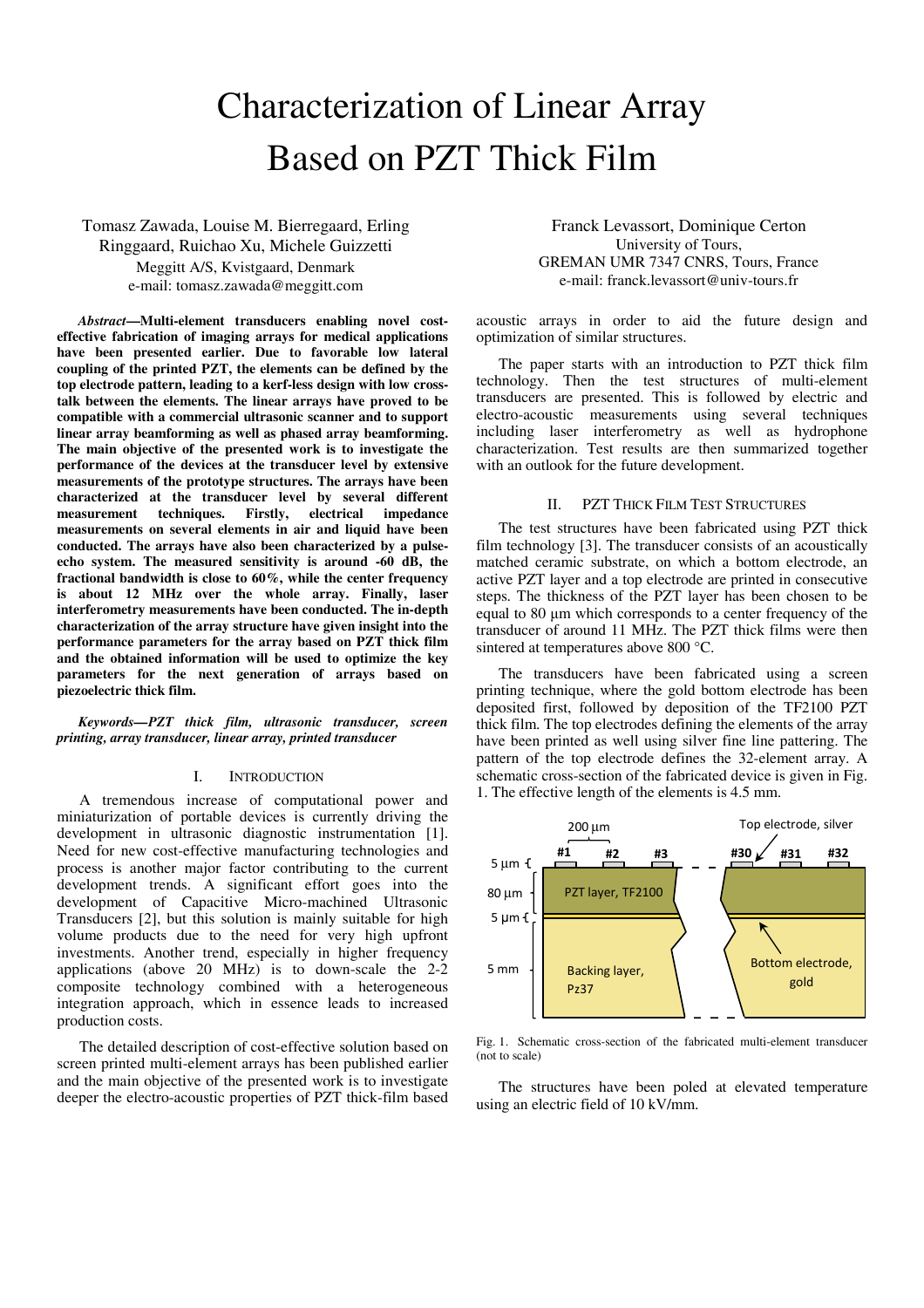# Characterization of Linear Array Based on PZT Thick Film

Tomasz Zawada, Louise M. Bierregaard, Erling Ringgaard, Ruichao Xu, Michele Guizzetti
Meggitt A/S, Kvistgaard, Denmark
e-mail: tomasz.zawada@meggitt.com

Franck Levassort, Dominique Certon
University of Tours,
GREMAN UMR 7347 CNRS, Tours, France
e-mail: franck.levassort@univ-tours.fr

***Abstract*—Multi-element transducers enabling novel cost-effective fabrication of imaging arrays for medical applications have been presented earlier. Due to favorable low lateral coupling of the printed PZT, the elements can be defined by the top electrode pattern, leading to a kerf-less design with low cross-talk between the elements. The linear arrays have proved to be compatible with a commercial ultrasonic scanner and to support linear array beamforming as well as phased array beamforming. The main objective of the presented work is to investigate the performance of the devices at the transducer level by extensive measurements of the prototype structures. The arrays have been characterized at the transducer level by several different measurement techniques. Firstly, electrical impedance measurements on several elements in air and liquid have been conducted. The arrays have also been characterized by a pulse-echo system. The measured sensitivity is around -60 dB, the fractional bandwidth is close to 60%, while the center frequency is about 12 MHz over the whole array. Finally, laser interferometry measurements have been conducted. The in-depth characterization of the array structure have given insight into the performance parameters for the array based on PZT thick film and the obtained information will be used to optimize the key parameters for the next generation of arrays based on piezoelectric thick film.**

***Keywords—PZT thick film, ultrasonic transducer, screen printing, array transducer, linear array, printed transducer***

## I. Introduction

A tremendous increase of computational power and miniaturization of portable devices is currently driving the development in ultrasonic diagnostic instrumentation [1]. Need for new cost-effective manufacturing technologies and process is another major factor contributing to the current development trends. A significant effort goes into the development of Capacitive Micro-machined Ultrasonic Transducers [2], but this solution is mainly suitable for high volume products due to the need for very high upfront investments. Another trend, especially in higher frequency applications (above 20 MHz) is to down-scale the 2-2 composite technology combined with a heterogeneous integration approach, which in essence leads to increased production costs.

The detailed description of cost-effective solution based on screen printed multi-element arrays has been published earlier and the main objective of the presented work is to investigate deeper the electro-acoustic properties of PZT thick-film based acoustic arrays in order to aid the future design and optimization of similar structures.

The paper starts with an introduction to PZT thick film technology. Then the test structures of multi-element transducers are presented. This is followed by electric and electro-acoustic measurements using several techniques including laser interferometry as well as hydrophone characterization. Test results are then summarized together with an outlook for the future development.

## II. PZT Thick Film Test Structures

The test structures have been fabricated using PZT thick film technology [3]. The transducer consists of an acoustically matched ceramic substrate, on which a bottom electrode, an active PZT layer and a top electrode are printed in consecutive steps. The thickness of the PZT layer has been chosen to be equal to 80 µm which corresponds to a center frequency of the transducer of around 11 MHz. The PZT thick films were then sintered at temperatures above 800 °C.

The transducers have been fabricated using a screen printing technique, where the gold bottom electrode has been deposited first, followed by deposition of the TF2100 PZT thick film. The top electrodes defining the elements of the array have been printed as well using silver fine line pattering. The pattern of the top electrode defines the 32-element array. A schematic cross-section of the fabricated device is given in Fig. 1. The effective length of the elements is 4.5 mm.

Fig. 1. Schematic cross-section of the fabricated multi-element transducer (not to scale)

The structures have been poled at elevated temperature using an electric field of 10 kV/mm.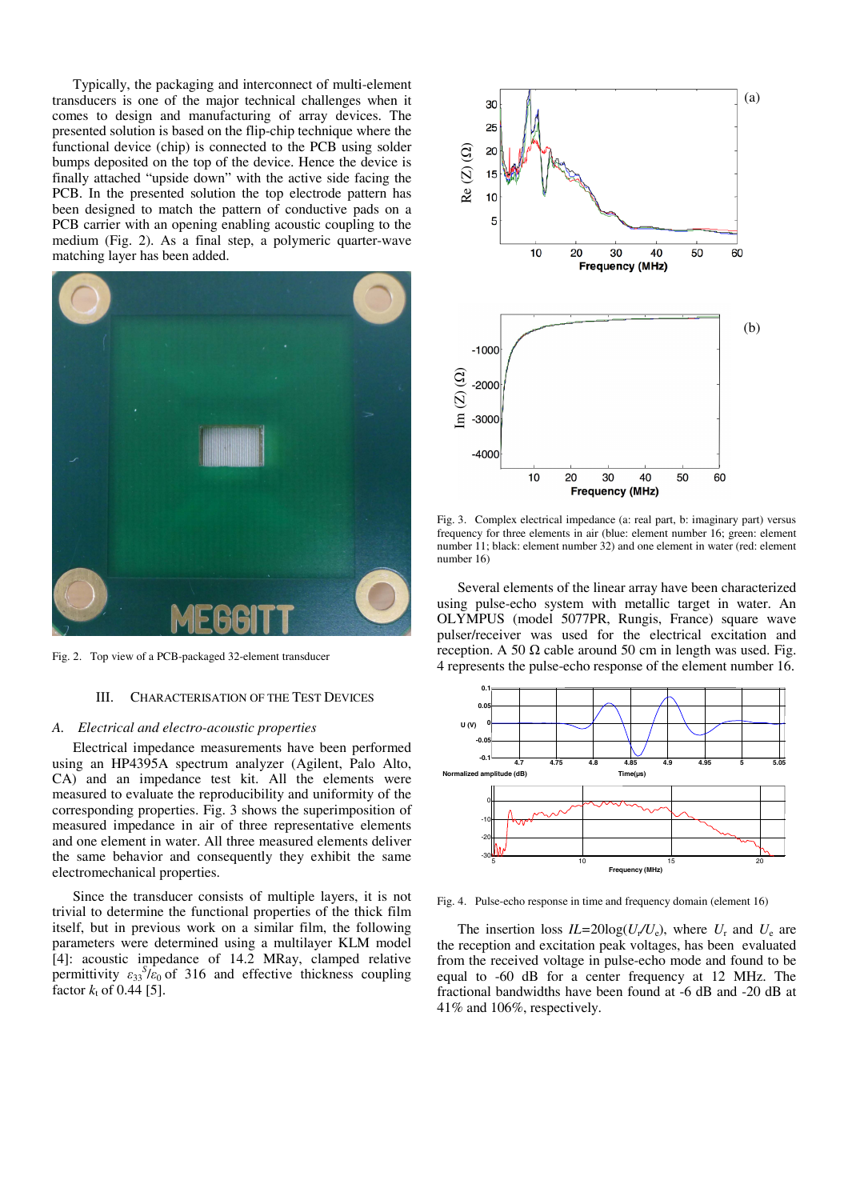Typically, the packaging and interconnect of multi-element transducers is one of the major technical challenges when it comes to design and manufacturing of array devices. The presented solution is based on the flip-chip technique where the functional device (chip) is connected to the PCB using solder bumps deposited on the top of the device. Hence the device is finally attached "upside down" with the active side facing the PCB. In the presented solution the top electrode pattern has been designed to match the pattern of conductive pads on a PCB carrier with an opening enabling acoustic coupling to the medium (Fig. 2). As a final step, a polymeric quarter-wave matching layer has been added.

Fig. 2. Top view of a PCB-packaged 32-element transducer

## III. Characterisation of the Test Devices

### A. *Electrical and electro-acoustic properties*

Electrical impedance measurements have been performed using an HP4395A spectrum analyzer (Agilent, Palo Alto, CA) and an impedance test kit. All the elements were measured to evaluate the reproducibility and uniformity of the corresponding properties. Fig. 3 shows the superimposition of measured impedance in air of three representative elements and one element in water. All three measured elements deliver the same behavior and consequently they exhibit the same electromechanical properties.

Since the transducer consists of multiple layers, it is not trivial to determine the functional properties of the thick film itself, but in previous work on a similar film, the following parameters were determined using a multilayer KLM model [4]: acoustic impedance of 14.2 MRay, clamped relative permittivity $\varepsilon_{33}^{S}/\varepsilon_0$ of 316 and effective thickness coupling factor $k_t$ of 0.44 [5].

Fig. 3. Complex electrical impedance (a: real part, b: imaginary part) versus frequency for three elements in air (blue: element number 16; green: element number 11; black: element number 32) and one element in water (red: element number 16)

Several elements of the linear array have been characterized using pulse-echo system with metallic target in water. An OLYMPUS (model 5077PR, Rungis, France) square wave pulser/receiver was used for the electrical excitation and reception. A 50 Ω cable around 50 cm in length was used. Fig. 4 represents the pulse-echo response of the element number 16.

Fig. 4. Pulse-echo response in time and frequency domain (element 16)

The insertion loss $IL = 20\log(U_r/U_e)$, where $U_r$ and $U_e$ are the reception and excitation peak voltages, has been evaluated from the received voltage in pulse-echo mode and found to be equal to -60 dB for a center frequency at 12 MHz. The fractional bandwidths have been found at -6 dB and -20 dB at 41% and 106%, respectively.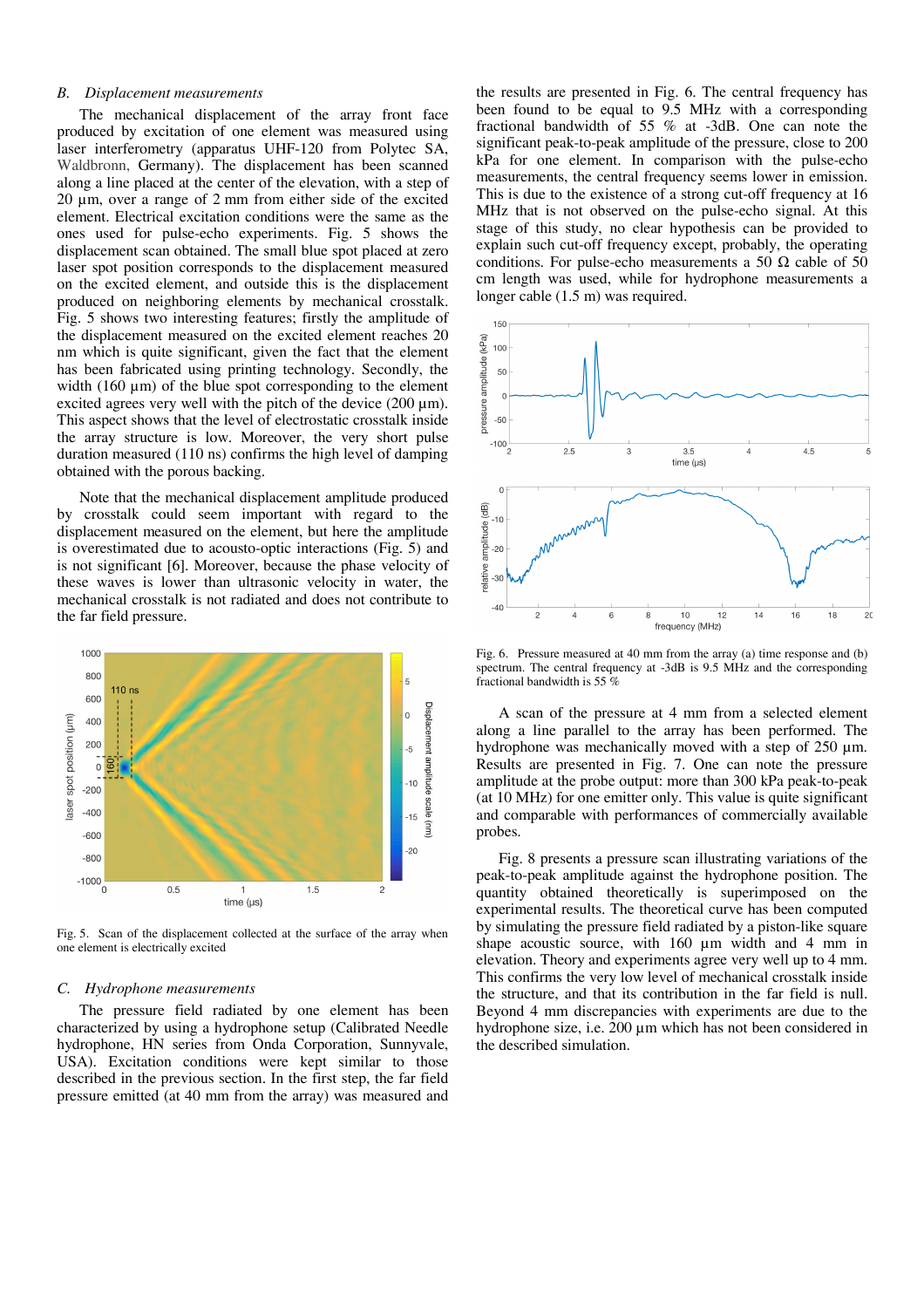### B. Displacement measurements

The mechanical displacement of the array front face produced by excitation of one element was measured using laser interferometry (apparatus UHF-120 from Polytec SA, Waldbronn, Germany). The displacement has been scanned along a line placed at the center of the elevation, with a step of 20 µm, over a range of 2 mm from either side of the excited element. Electrical excitation conditions were the same as the ones used for pulse-echo experiments. Fig. 5 shows the displacement scan obtained. The small blue spot placed at zero laser spot position corresponds to the displacement measured on the excited element, and outside this is the displacement produced on neighboring elements by mechanical crosstalk. Fig. 5 shows two interesting features; firstly the amplitude of the displacement measured on the excited element reaches 20 nm which is quite significant, given the fact that the element has been fabricated using printing technology. Secondly, the width (160 µm) of the blue spot corresponding to the element excited agrees very well with the pitch of the device (200 µm). This aspect shows that the level of electrostatic crosstalk inside the array structure is low. Moreover, the very short pulse duration measured (110 ns) confirms the high level of damping obtained with the porous backing.

Note that the mechanical displacement amplitude produced by crosstalk could seem important with regard to the displacement measured on the element, but here the amplitude is overestimated due to acousto-optic interactions (Fig. 5) and is not significant [6]. Moreover, because the phase velocity of these waves is lower than ultrasonic velocity in water, the mechanical crosstalk is not radiated and does not contribute to the far field pressure.

Fig. 5. Scan of the displacement collected at the surface of the array when one element is electrically excited

### C. Hydrophone measurements

The pressure field radiated by one element has been characterized by using a hydrophone setup (Calibrated Needle hydrophone, HN series from Onda Corporation, Sunnyvale, USA). Excitation conditions were kept similar to those described in the previous section. In the first step, the far field pressure emitted (at 40 mm from the array) was measured and the results are presented in Fig. 6. The central frequency has been found to be equal to 9.5 MHz with a corresponding fractional bandwidth of 55 % at -3dB. One can note the significant peak-to-peak amplitude of the pressure, close to 200 kPa for one element. In comparison with the pulse-echo measurements, the central frequency seems lower in emission. This is due to the existence of a strong cut-off frequency at 16 MHz that is not observed on the pulse-echo signal. At this stage of this study, no clear hypothesis can be provided to explain such cut-off frequency except, probably, the operating conditions. For pulse-echo measurements a 50 Ω cable of 50 cm length was used, while for hydrophone measurements a longer cable (1.5 m) was required.

Fig. 6. Pressure measured at 40 mm from the array (a) time response and (b) spectrum. The central frequency at -3dB is 9.5 MHz and the corresponding fractional bandwidth is 55 %

A scan of the pressure at 4 mm from a selected element along a line parallel to the array has been performed. The hydrophone was mechanically moved with a step of 250 µm. Results are presented in Fig. 7. One can note the pressure amplitude at the probe output: more than 300 kPa peak-to-peak (at 10 MHz) for one emitter only. This value is quite significant and comparable with performances of commercially available probes.

Fig. 8 presents a pressure scan illustrating variations of the peak-to-peak amplitude against the hydrophone position. The quantity obtained theoretically is superimposed on the experimental results. The theoretical curve has been computed by simulating the pressure field radiated by a piston-like square shape acoustic source, with 160 µm width and 4 mm in elevation. Theory and experiments agree very well up to 4 mm. This confirms the very low level of mechanical crosstalk inside the structure, and that its contribution in the far field is null. Beyond 4 mm discrepancies with experiments are due to the hydrophone size, i.e. 200 µm which has not been considered in the described simulation.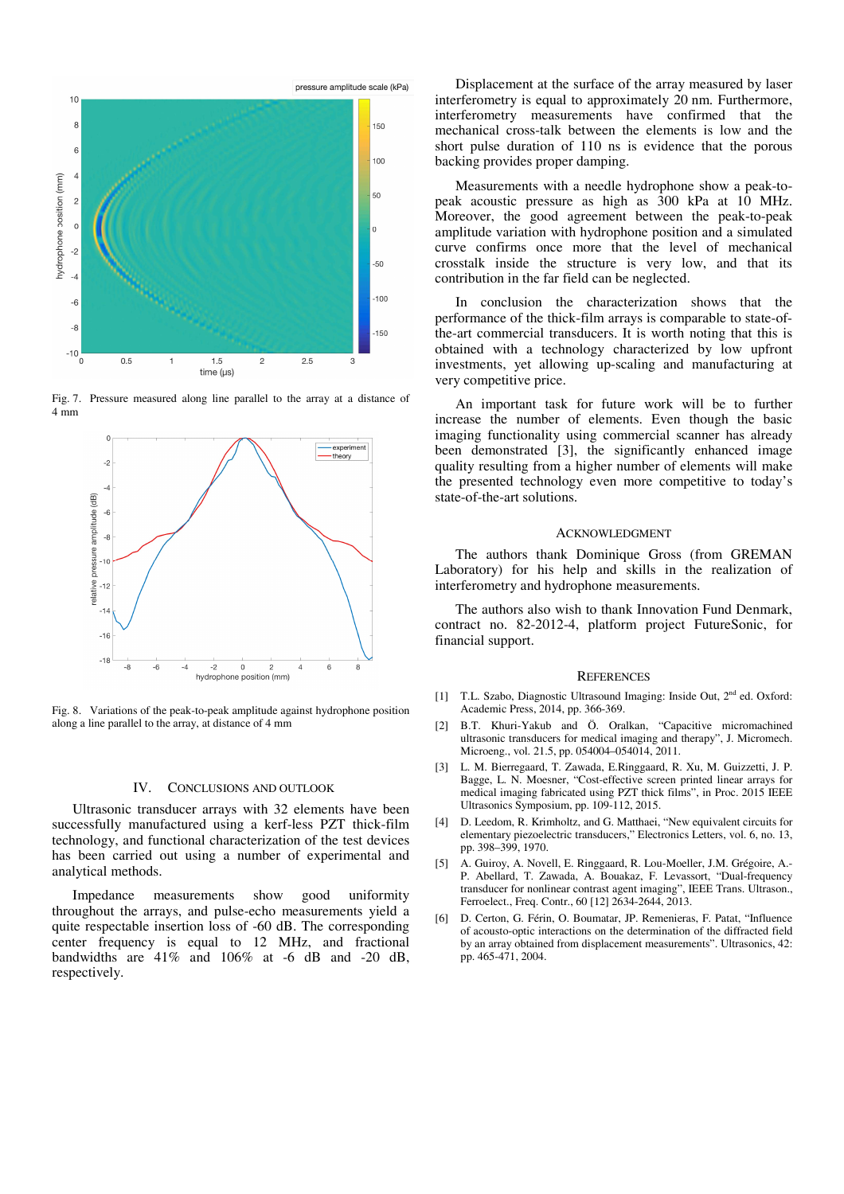pressure amplitude scale (kPa)

10
8
6
4
2
0
-2
-4
-6
-8
-10

hydrophone position (mm)

150
100
50
0
-50
-100
-150

0
0.5
1
1.5
2
2.5
3

time (µs)

Fig. 7. Pressure measured along line parallel to the array at a distance of 4 mm

experiment
theory

0
-2
-4
-6
-8
-10
-12
-14
-16
-18

relative pressure amplitude (dB)

-8
-6
-4
-2
0
2
4
6
8

hydrophone position (mm)

Fig. 8. Variations of the peak-to-peak amplitude against hydrophone position along a line parallel to the array, at distance of 4 mm

## IV. Conclusions and Outlook

Ultrasonic transducer arrays with 32 elements have been successfully manufactured using a kerf-less PZT thick-film technology, and functional characterization of the test devices has been carried out using a number of experimental and analytical methods.

Impedance measurements show good uniformity throughout the arrays, and pulse-echo measurements yield a quite respectable insertion loss of -60 dB. The corresponding center frequency is equal to 12 MHz, and fractional bandwidths are 41% and 106% at -6 dB and -20 dB, respectively.

Displacement at the surface of the array measured by laser interferometry is equal to approximately 20 nm. Furthermore, interferometry measurements have confirmed that the mechanical cross-talk between the elements is low and the short pulse duration of 110 ns is evidence that the porous backing provides proper damping.

Measurements with a needle hydrophone show a peak-to-peak acoustic pressure as high as 300 kPa at 10 MHz. Moreover, the good agreement between the peak-to-peak amplitude variation with hydrophone position and a simulated curve confirms once more that the level of mechanical crosstalk inside the structure is very low, and that its contribution in the far field can be neglected.

In conclusion the characterization shows that the performance of the thick-film arrays is comparable to state-of-the-art commercial transducers. It is worth noting that this is obtained with a technology characterized by low upfront investments, yet allowing up-scaling and manufacturing at very competitive price.

An important task for future work will be to further increase the number of elements. Even though the basic imaging functionality using commercial scanner has already been demonstrated [3], the significantly enhanced image quality resulting from a higher number of elements will make the presented technology even more competitive to today's state-of-the-art solutions.

## Acknowledgment

The authors thank Dominique Gross (from GREMAN Laboratory) for his help and skills in the realization of interferometry and hydrophone measurements.

The authors also wish to thank Innovation Fund Denmark, contract no. 82-2012-4, platform project FutureSonic, for financial support.

## References

[1] T.L. Szabo, Diagnostic Ultrasound Imaging: Inside Out, 2nd ed. Oxford: Academic Press, 2014, pp. 366-369.

[2] B.T. Khuri-Yakub and Ö. Oralkan, "Capacitive micromachined ultrasonic transducers for medical imaging and therapy", J. Micromech. Microeng., vol. 21.5, pp. 054004–054014, 2011.

[3] L. M. Bierregaard, T. Zawada, E.Ringgaard, R. Xu, M. Guizzetti, J. P. Bagge, L. N. Moesner, "Cost-effective screen printed linear arrays for medical imaging fabricated using PZT thick films", in Proc. 2015 IEEE Ultrasonics Symposium, pp. 109-112, 2015.

[4] D. Leedom, R. Krimholtz, and G. Matthaei, "New equivalent circuits for elementary piezoelectric transducers," Electronics Letters, vol. 6, no. 13, pp. 398–399, 1970.

[5] A. Guiroy, A. Novell, E. Ringgaard, R. Lou-Moeller, J.M. Grégoire, A.-P. Abellard, T. Zawada, A. Bouakaz, F. Levassort, "Dual-frequency transducer for nonlinear contrast agent imaging", IEEE Trans. Ultrason., Ferroelect., Freq. Contr., 60 [12] 2634-2644, 2013.

[6] D. Certon, G. Férin, O. Boumatar, JP. Remenieras, F. Patat, "Influence of acousto-optic interactions on the determination of the diffracted field by an array obtained from displacement measurements". Ultrasonics, 42: pp. 465-471, 2004.